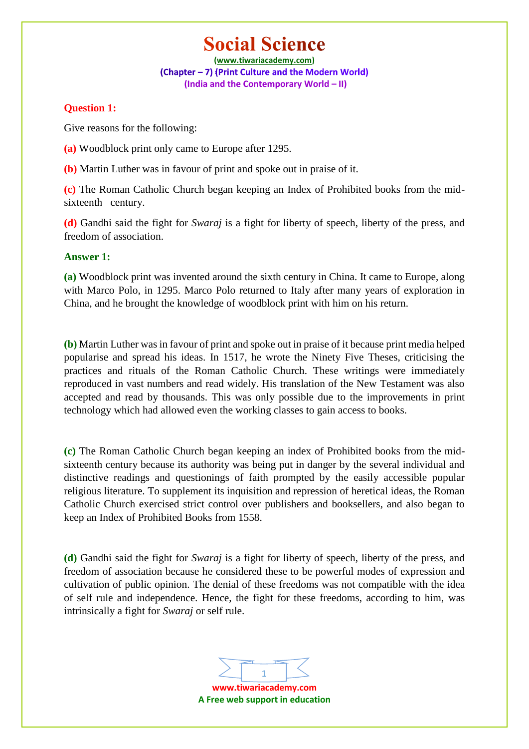# Social Science

(www.tiwariacademy.com)

**(Chapter – 7) (Print Culture and the Modern World)**

**(India and the Contemporary World – II)**

**Question 1:**

Give reasons for the following:

**(a)** Woodblock print only came to Europe after 1295.

**(b)** Martin Luther was in favour of print and spoke out in praise of it.

**(c)** The Roman Catholic Church began keeping an Index of Prohibited books from the mid-sixteenth century.

**(d)** Gandhi said the fight for *Swaraj* is a fight for liberty of speech, liberty of the press, and freedom of association.

**Answer 1:**

**(a)** Woodblock print was invented around the sixth century in China. It came to Europe, along with Marco Polo, in 1295. Marco Polo returned to Italy after many years of exploration in China, and he brought the knowledge of woodblock print with him on his return.

**(b)** Martin Luther was in favour of print and spoke out in praise of it because print media helped popularise and spread his ideas. In 1517, he wrote the Ninety Five Theses, criticising the practices and rituals of the Roman Catholic Church. These writings were immediately reproduced in vast numbers and read widely. His translation of the New Testament was also accepted and read by thousands. This was only possible due to the improvements in print technology which had allowed even the working classes to gain access to books.

**(c)** The Roman Catholic Church began keeping an index of Prohibited books from the mid-sixteenth century because its authority was being put in danger by the several individual and distinctive readings and questionings of faith prompted by the easily accessible popular religious literature. To supplement its inquisition and repression of heretical ideas, the Roman Catholic Church exercised strict control over publishers and booksellers, and also began to keep an Index of Prohibited Books from 1558.

**(d)** Gandhi said the fight for *Swaraj* is a fight for liberty of speech, liberty of the press, and freedom of association because he considered these to be powerful modes of expression and cultivation of public opinion. The denial of these freedoms was not compatible with the idea of self rule and independence. Hence, the fight for these freedoms, according to him, was intrinsically a fight for *Swaraj* or self rule.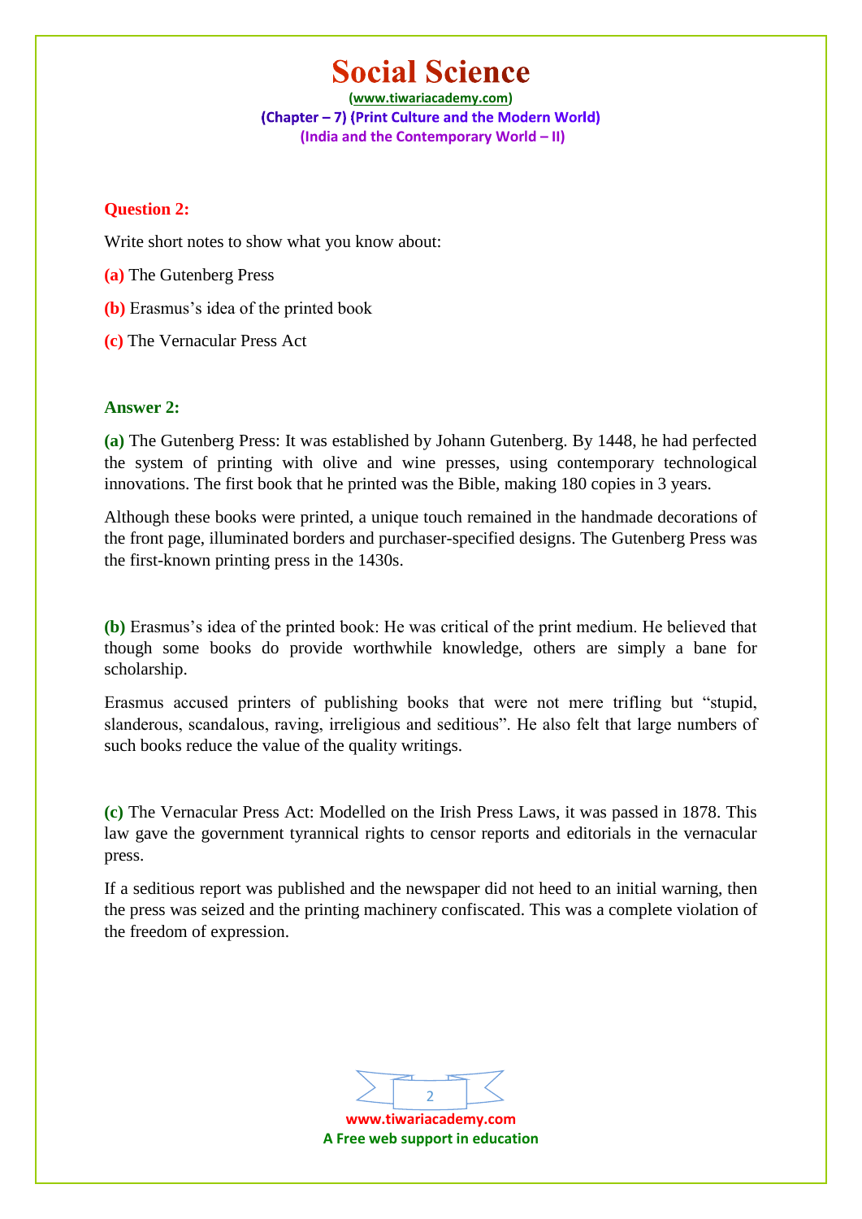**Question 2:**

Write short notes to show what you know about:

**(a)** The Gutenberg Press

**(b)** Erasmus's idea of the printed book

**(c)** The Vernacular Press Act

**Answer 2:**

**(a)** The Gutenberg Press: It was established by Johann Gutenberg. By 1448, he had perfected the system of printing with olive and wine presses, using contemporary technological innovations. The first book that he printed was the Bible, making 180 copies in 3 years.

Although these books were printed, a unique touch remained in the handmade decorations of the front page, illuminated borders and purchaser-specified designs. The Gutenberg Press was the first-known printing press in the 1430s.

**(b)** Erasmus's idea of the printed book: He was critical of the print medium. He believed that though some books do provide worthwhile knowledge, others are simply a bane for scholarship.

Erasmus accused printers of publishing books that were not mere trifling but "stupid, slanderous, scandalous, raving, irreligious and seditious". He also felt that large numbers of such books reduce the value of the quality writings.

**(c)** The Vernacular Press Act: Modelled on the Irish Press Laws, it was passed in 1878. This law gave the government tyrannical rights to censor reports and editorials in the vernacular press.

If a seditious report was published and the newspaper did not heed to an initial warning, then the press was seized and the printing machinery confiscated. This was a complete violation of the freedom of expression.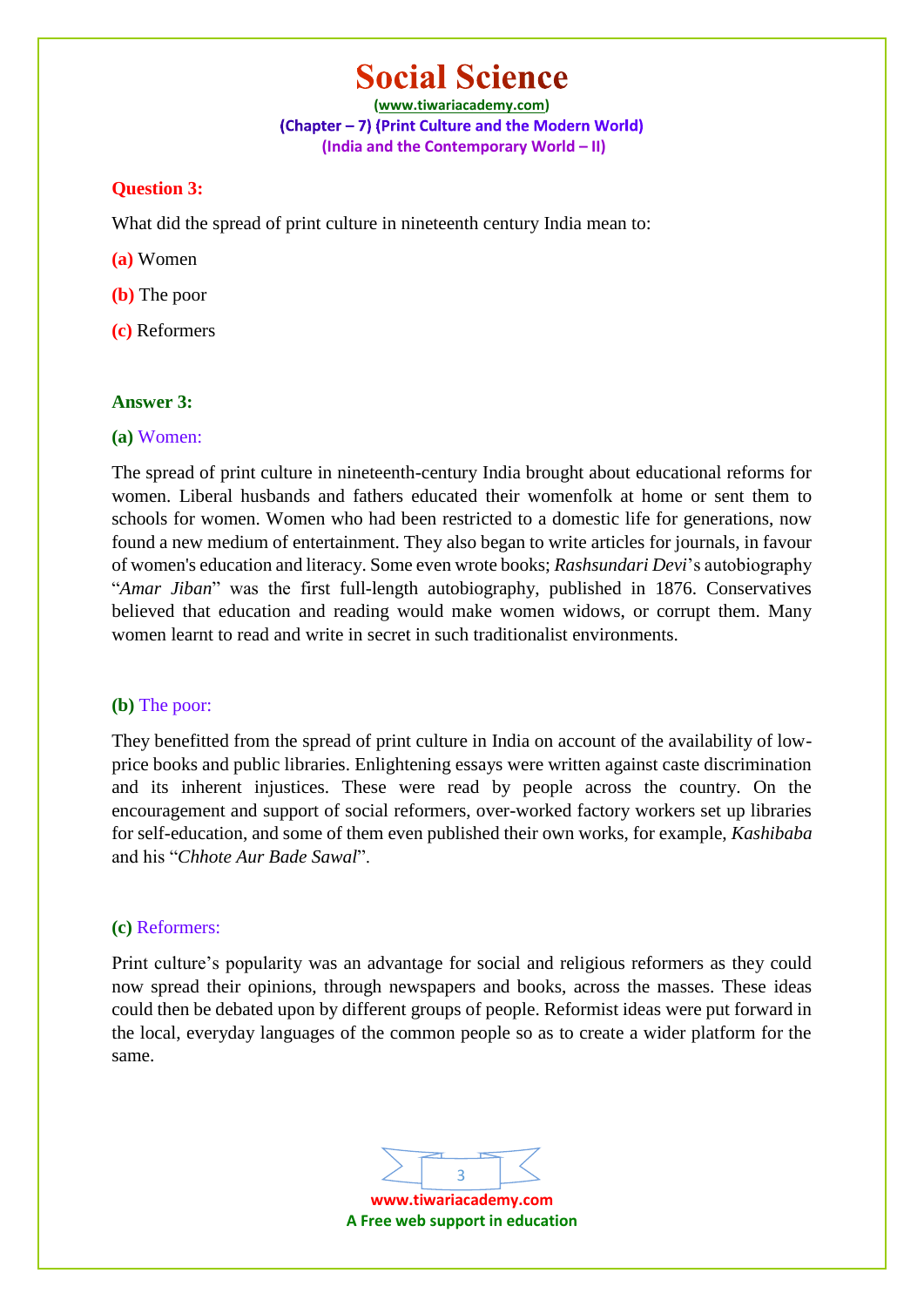**Question 3:**

What did the spread of print culture in nineteenth century India mean to:

**(a)** Women

**(b)** The poor

**(c)** Reformers

**Answer 3:**

**(a)** Women:

The spread of print culture in nineteenth-century India brought about educational reforms for women. Liberal husbands and fathers educated their womenfolk at home or sent them to schools for women. Women who had been restricted to a domestic life for generations, now found a new medium of entertainment. They also began to write articles for journals, in favour of women's education and literacy. Some even wrote books; *Rashsundari Devi*'s autobiography "*Amar Jiban*" was the first full-length autobiography, published in 1876. Conservatives believed that education and reading would make women widows, or corrupt them. Many women learnt to read and write in secret in such traditionalist environments.

**(b)** The poor:

They benefitted from the spread of print culture in India on account of the availability of low-price books and public libraries. Enlightening essays were written against caste discrimination and its inherent injustices. These were read by people across the country. On the encouragement and support of social reformers, over-worked factory workers set up libraries for self-education, and some of them even published their own works, for example, *Kashibaba* and his "*Chhote Aur Bade Sawal*".

**(c)** Reformers:

Print culture's popularity was an advantage for social and religious reformers as they could now spread their opinions, through newspapers and books, across the masses. These ideas could then be debated upon by different groups of people. Reformist ideas were put forward in the local, everyday languages of the common people so as to create a wider platform for the same.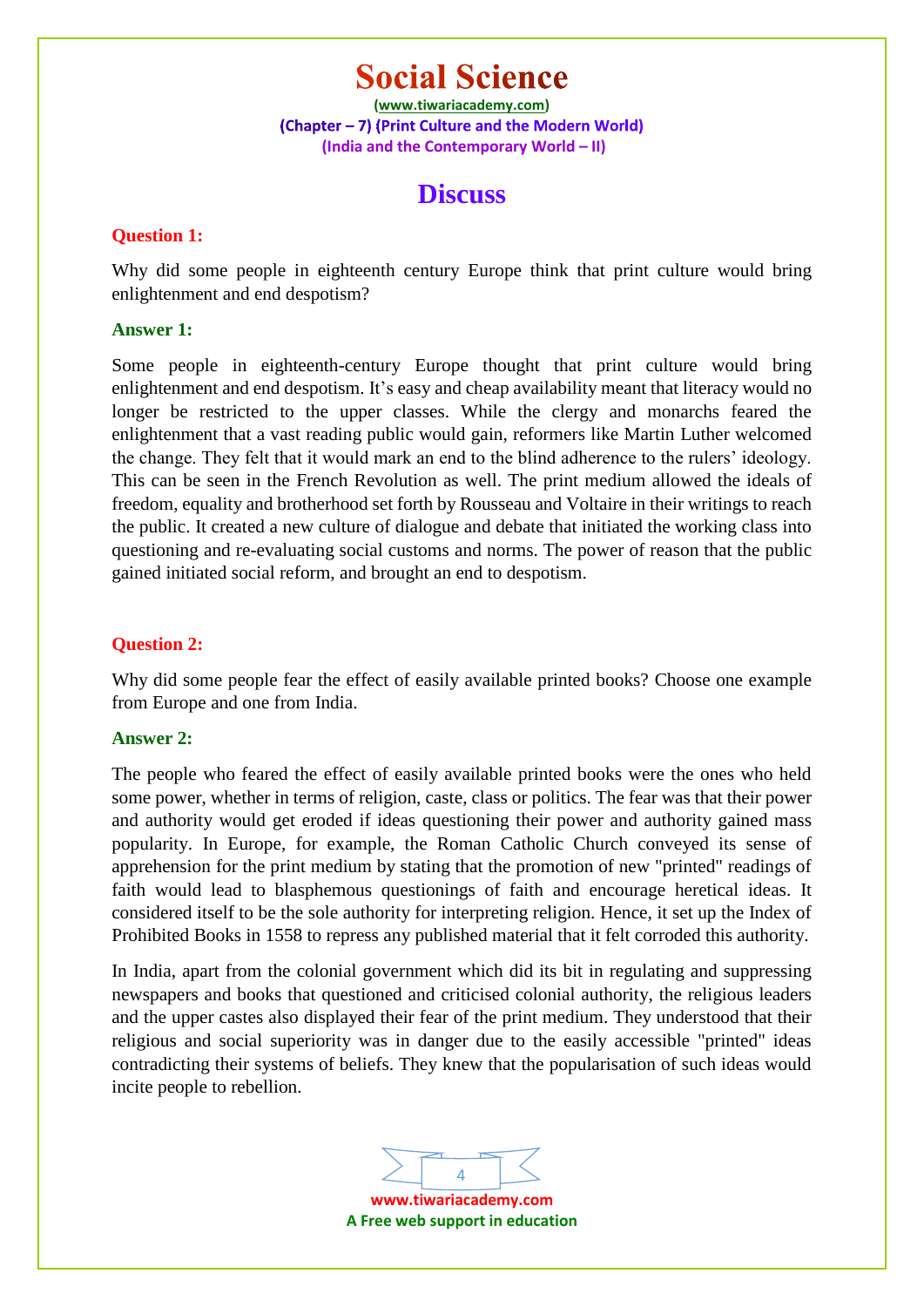# Social Science

(www.tiwariacademy.com)
(Chapter – 7) (Print Culture and the Modern World)
(India and the Contemporary World – II)

## Discuss

**Question 1:**

Why did some people in eighteenth century Europe think that print culture would bring enlightenment and end despotism?

**Answer 1:**

Some people in eighteenth-century Europe thought that print culture would bring enlightenment and end despotism. It's easy and cheap availability meant that literacy would no longer be restricted to the upper classes. While the clergy and monarchs feared the enlightenment that a vast reading public would gain, reformers like Martin Luther welcomed the change. They felt that it would mark an end to the blind adherence to the rulers' ideology. This can be seen in the French Revolution as well. The print medium allowed the ideals of freedom, equality and brotherhood set forth by Rousseau and Voltaire in their writings to reach the public. It created a new culture of dialogue and debate that initiated the working class into questioning and re-evaluating social customs and norms. The power of reason that the public gained initiated social reform, and brought an end to despotism.

**Question 2:**

Why did some people fear the effect of easily available printed books? Choose one example from Europe and one from India.

**Answer 2:**

The people who feared the effect of easily available printed books were the ones who held some power, whether in terms of religion, caste, class or politics. The fear was that their power and authority would get eroded if ideas questioning their power and authority gained mass popularity. In Europe, for example, the Roman Catholic Church conveyed its sense of apprehension for the print medium by stating that the promotion of new "printed" readings of faith would lead to blasphemous questionings of faith and encourage heretical ideas. It considered itself to be the sole authority for interpreting religion. Hence, it set up the Index of Prohibited Books in 1558 to repress any published material that it felt corroded this authority.

In India, apart from the colonial government which did its bit in regulating and suppressing newspapers and books that questioned and criticised colonial authority, the religious leaders and the upper castes also displayed their fear of the print medium. They understood that their religious and social superiority was in danger due to the easily accessible "printed" ideas contradicting their systems of beliefs. They knew that the popularisation of such ideas would incite people to rebellion.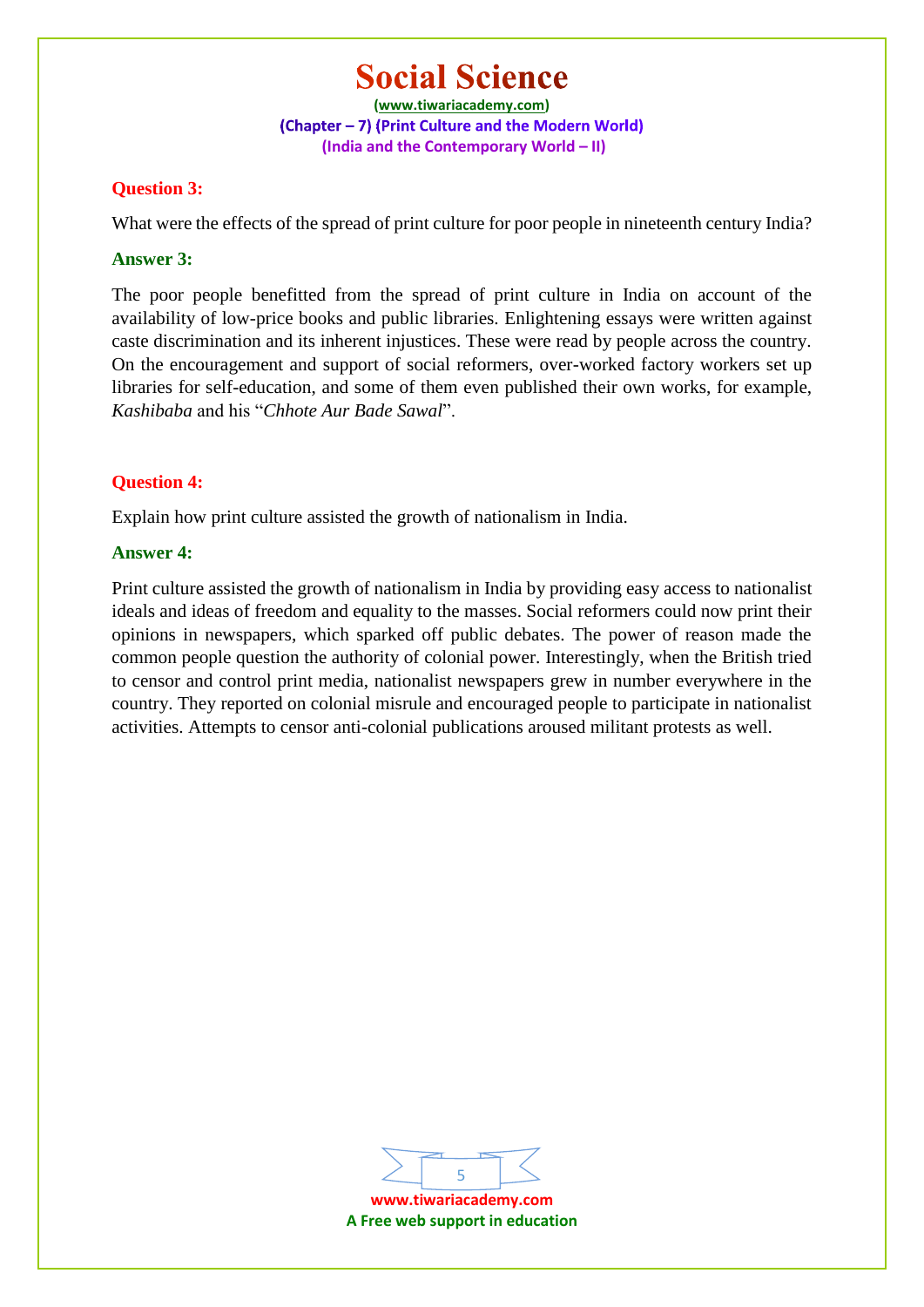**Question 3:**

What were the effects of the spread of print culture for poor people in nineteenth century India?

**Answer 3:**

The poor people benefitted from the spread of print culture in India on account of the availability of low-price books and public libraries. Enlightening essays were written against caste discrimination and its inherent injustices. These were read by people across the country. On the encouragement and support of social reformers, over-worked factory workers set up libraries for self-education, and some of them even published their own works, for example, *Kashibaba* and his "*Chhote Aur Bade Sawal*".

**Question 4:**

Explain how print culture assisted the growth of nationalism in India.

**Answer 4:**

Print culture assisted the growth of nationalism in India by providing easy access to nationalist ideals and ideas of freedom and equality to the masses. Social reformers could now print their opinions in newspapers, which sparked off public debates. The power of reason made the common people question the authority of colonial power. Interestingly, when the British tried to censor and control print media, nationalist newspapers grew in number everywhere in the country. They reported on colonial misrule and encouraged people to participate in nationalist activities. Attempts to censor anti-colonial publications aroused militant protests as well.